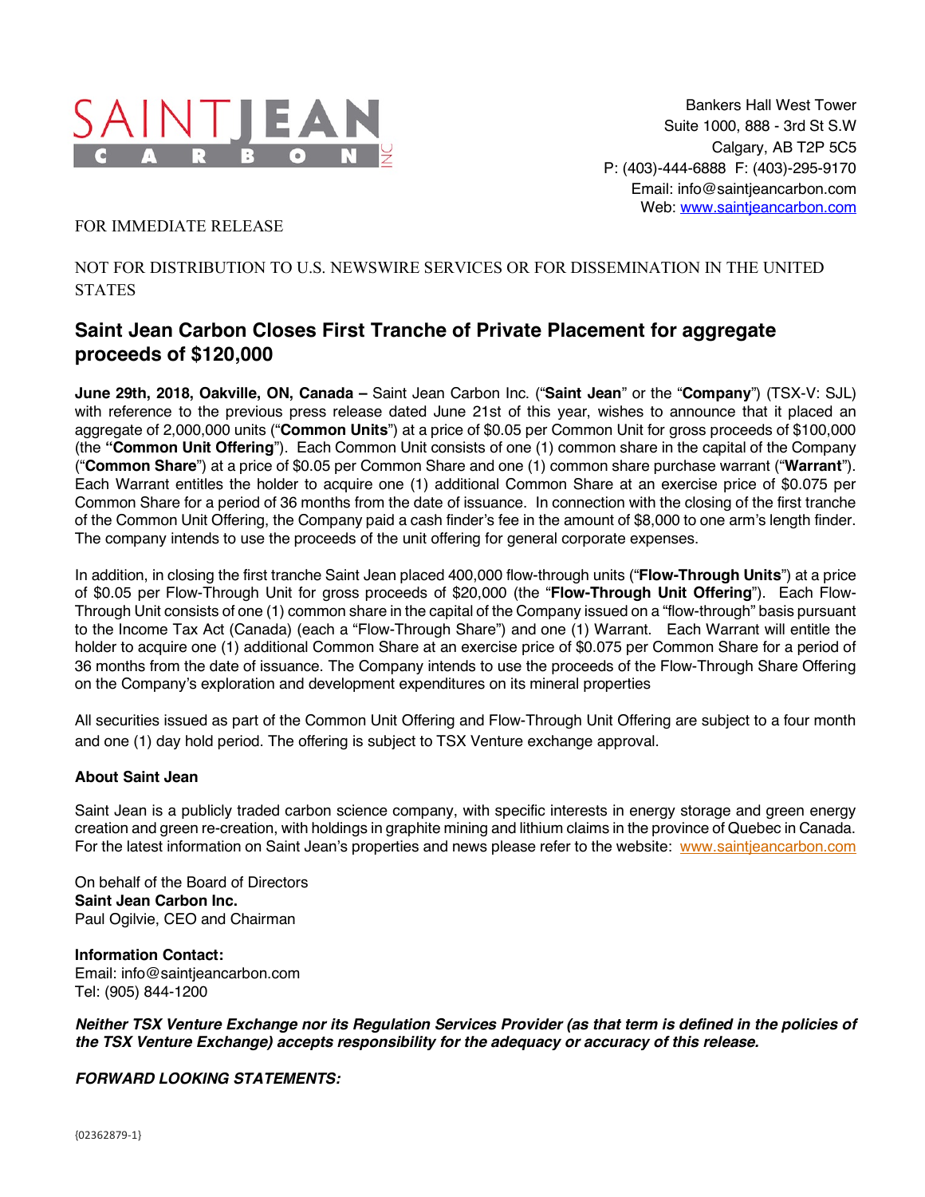SAINT JEAN CARBON INC

Bankers Hall West Tower
Suite 1000, 888 - 3rd St S.W
Calgary, AB T2P 5C5
P: (403)-444-6888 F: (403)-295-9170
Email: info@saintjeancarbon.com
Web: www.saintjeancarbon.com

FOR IMMEDIATE RELEASE

NOT FOR DISTRIBUTION TO U.S. NEWSWIRE SERVICES OR FOR DISSEMINATION IN THE UNITED STATES

## Saint Jean Carbon Closes First Tranche of Private Placement for aggregate proceeds of $120,000

**June 29th, 2018, Oakville, ON, Canada –** Saint Jean Carbon Inc. ("**Saint Jean**" or the "**Company**") (TSX-V: SJL) with reference to the previous press release dated June 21st of this year, wishes to announce that it placed an aggregate of 2,000,000 units ("**Common Units**") at a price of $0.05 per Common Unit for gross proceeds of $100,000 (the "**Common Unit Offering**"). Each Common Unit consists of one (1) common share in the capital of the Company ("**Common Share**") at a price of $0.05 per Common Share and one (1) common share purchase warrant ("**Warrant**"). Each Warrant entitles the holder to acquire one (1) additional Common Share at an exercise price of $0.075 per Common Share for a period of 36 months from the date of issuance. In connection with the closing of the first tranche of the Common Unit Offering, the Company paid a cash finder's fee in the amount of $8,000 to one arm's length finder. The company intends to use the proceeds of the unit offering for general corporate expenses.

In addition, in closing the first tranche Saint Jean placed 400,000 flow-through units ("**Flow-Through Units**") at a price of $0.05 per Flow-Through Unit for gross proceeds of $20,000 (the "**Flow-Through Unit Offering**"). Each Flow-Through Unit consists of one (1) common share in the capital of the Company issued on a "flow-through" basis pursuant to the Income Tax Act (Canada) (each a "Flow-Through Share") and one (1) Warrant. Each Warrant will entitle the holder to acquire one (1) additional Common Share at an exercise price of $0.075 per Common Share for a period of 36 months from the date of issuance. The Company intends to use the proceeds of the Flow-Through Share Offering on the Company's exploration and development expenditures on its mineral properties

All securities issued as part of the Common Unit Offering and Flow-Through Unit Offering are subject to a four month and one (1) day hold period. The offering is subject to TSX Venture exchange approval.

**About Saint Jean**

Saint Jean is a publicly traded carbon science company, with specific interests in energy storage and green energy creation and green re-creation, with holdings in graphite mining and lithium claims in the province of Quebec in Canada. For the latest information on Saint Jean's properties and news please refer to the website: www.saintjeancarbon.com

On behalf of the Board of Directors
**Saint Jean Carbon Inc.**
Paul Ogilvie, CEO and Chairman

**Information Contact:**
Email: info@saintjeancarbon.com
Tel: (905) 844-1200

***Neither TSX Venture Exchange nor its Regulation Services Provider (as that term is defined in the policies of the TSX Venture Exchange) accepts responsibility for the adequacy or accuracy of this release.***

***FORWARD LOOKING STATEMENTS:***

{02362879-1}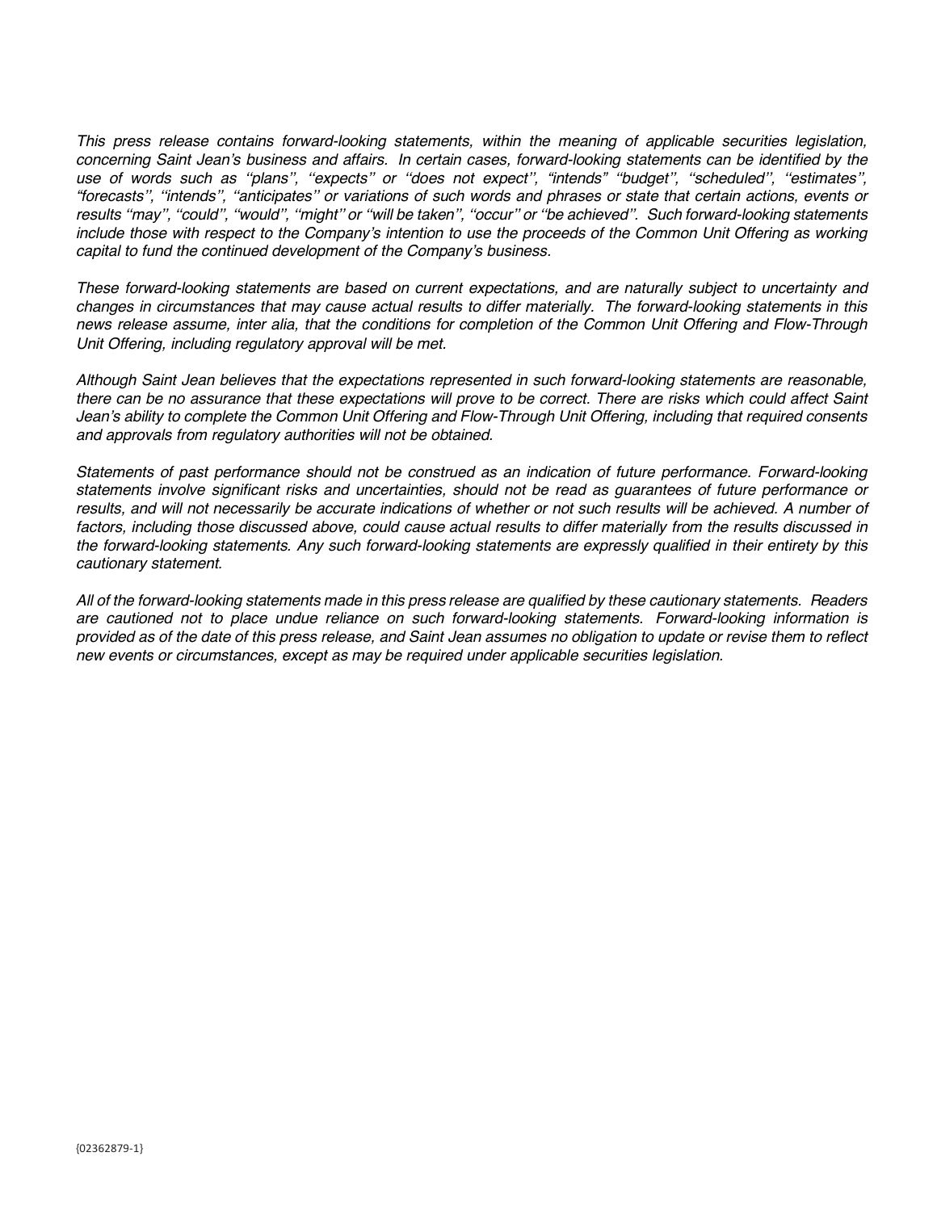*This press release contains forward-looking statements, within the meaning of applicable securities legislation, concerning Saint Jean's business and affairs. In certain cases, forward-looking statements can be identified by the use of words such as ''plans'', ''expects'' or ''does not expect'', "intends" ''budget'', ''scheduled'', ''estimates'', "forecasts'', ''intends'', ''anticipates'' or variations of such words and phrases or state that certain actions, events or results ''may'', ''could'', ''would'', ''might'' or ''will be taken'', ''occur'' or ''be achieved''. Such forward-looking statements include those with respect to the Company's intention to use the proceeds of the Common Unit Offering as working capital to fund the continued development of the Company's business.*

*These forward-looking statements are based on current expectations, and are naturally subject to uncertainty and changes in circumstances that may cause actual results to differ materially. The forward-looking statements in this news release assume, inter alia, that the conditions for completion of the Common Unit Offering and Flow-Through Unit Offering, including regulatory approval will be met.*

*Although Saint Jean believes that the expectations represented in such forward-looking statements are reasonable, there can be no assurance that these expectations will prove to be correct. There are risks which could affect Saint Jean's ability to complete the Common Unit Offering and Flow-Through Unit Offering, including that required consents and approvals from regulatory authorities will not be obtained.*

*Statements of past performance should not be construed as an indication of future performance. Forward-looking statements involve significant risks and uncertainties, should not be read as guarantees of future performance or results, and will not necessarily be accurate indications of whether or not such results will be achieved. A number of factors, including those discussed above, could cause actual results to differ materially from the results discussed in the forward-looking statements. Any such forward-looking statements are expressly qualified in their entirety by this cautionary statement.*

*All of the forward-looking statements made in this press release are qualified by these cautionary statements. Readers are cautioned not to place undue reliance on such forward-looking statements. Forward-looking information is provided as of the date of this press release, and Saint Jean assumes no obligation to update or revise them to reflect new events or circumstances, except as may be required under applicable securities legislation.*

{02362879-1}